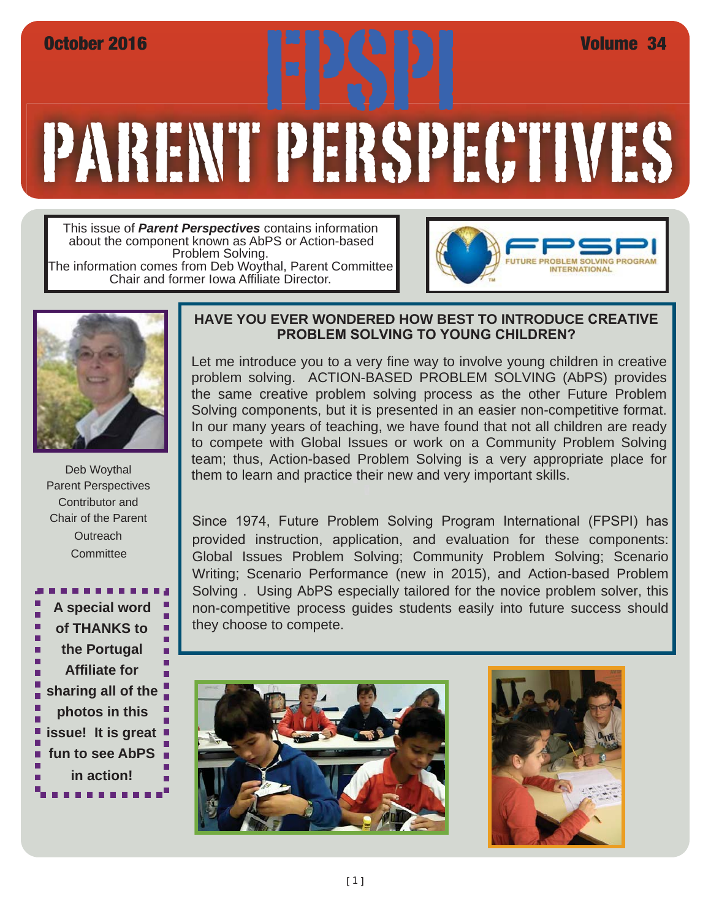October 2016 — Volume 34

# FPSPI

# PARENT PERSPECTIVES

This issue of ***Parent Perspectives*** contains information about the component known as AbPS or Action-based Problem Solving.
The information comes from Deb Woythal, Parent Committee Chair and former Iowa Affiliate Director.

FPSPI FUTURE PROBLEM SOLVING PROGRAM INTERNATIONAL

Deb Woythal
Parent Perspectives Contributor and Chair of the Parent Outreach Committee

**A special word of THANKS to the Portugal Affiliate for sharing all of the photos in this issue! It is great fun to see AbPS in action!**

## HAVE YOU EVER WONDERED HOW BEST TO INTRODUCE CREATIVE PROBLEM SOLVING TO YOUNG CHILDREN?

Let me introduce you to a very fine way to involve young children in creative problem solving. ACTION-BASED PROBLEM SOLVING (AbPS) provides the same creative problem solving process as the other Future Problem Solving components, but it is presented in an easier non-competitive format. In our many years of teaching, we have found that not all children are ready to compete with Global Issues or work on a Community Problem Solving team; thus, Action-based Problem Solving is a very appropriate place for them to learn and practice their new and very important skills.

Since 1974, Future Problem Solving Program International (FPSPI) has provided instruction, application, and evaluation for these components: Global Issues Problem Solving; Community Problem Solving; Scenario Writing; Scenario Performance (new in 2015), and Action-based Problem Solving . Using AbPS especially tailored for the novice problem solver, this non-competitive process guides students easily into future success should they choose to compete.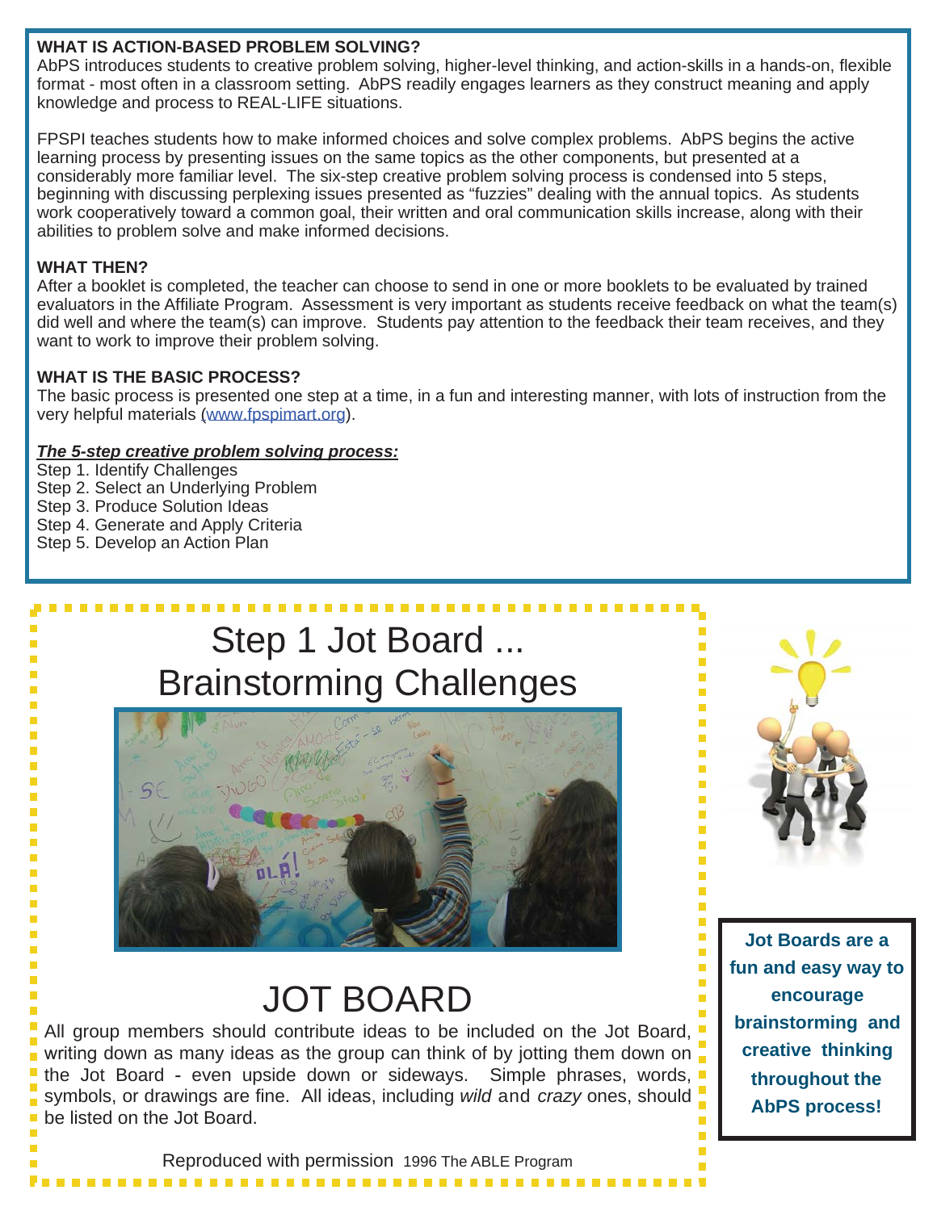**WHAT IS ACTION-BASED PROBLEM SOLVING?**

AbPS introduces students to creative problem solving, higher-level thinking, and action-skills in a hands-on, flexible format - most often in a classroom setting. AbPS readily engages learners as they construct meaning and apply knowledge and process to REAL-LIFE situations.

FPSPI teaches students how to make informed choices and solve complex problems. AbPS begins the active learning process by presenting issues on the same topics as the other components, but presented at a considerably more familiar level. The six-step creative problem solving process is condensed into 5 steps, beginning with discussing perplexing issues presented as "fuzzies" dealing with the annual topics. As students work cooperatively toward a common goal, their written and oral communication skills increase, along with their abilities to problem solve and make informed decisions.

**WHAT THEN?**

After a booklet is completed, the teacher can choose to send in one or more booklets to be evaluated by trained evaluators in the Affiliate Program. Assessment is very important as students receive feedback on what the team(s) did well and where the team(s) can improve. Students pay attention to the feedback their team receives, and they want to work to improve their problem solving.

**WHAT IS THE BASIC PROCESS?**

The basic process is presented one step at a time, in a fun and interesting manner, with lots of instruction from the very helpful materials (www.fpspimart.org).

***The 5-step creative problem solving process:***

Step 1. Identify Challenges
Step 2. Select an Underlying Problem
Step 3. Produce Solution Ideas
Step 4. Generate and Apply Criteria
Step 5. Develop an Action Plan

## Step 1 Jot Board ... Brainstorming Challenges

## JOT BOARD

All group members should contribute ideas to be included on the Jot Board, writing down as many ideas as the group can think of by jotting them down on the Jot Board - even upside down or sideways. Simple phrases, words, symbols, or drawings are fine. All ideas, including *wild* and *crazy* ones, should be listed on the Jot Board.

Reproduced with permission 1996 The ABLE Program

**Jot Boards are a fun and easy way to encourage brainstorming and creative thinking throughout the AbPS process!**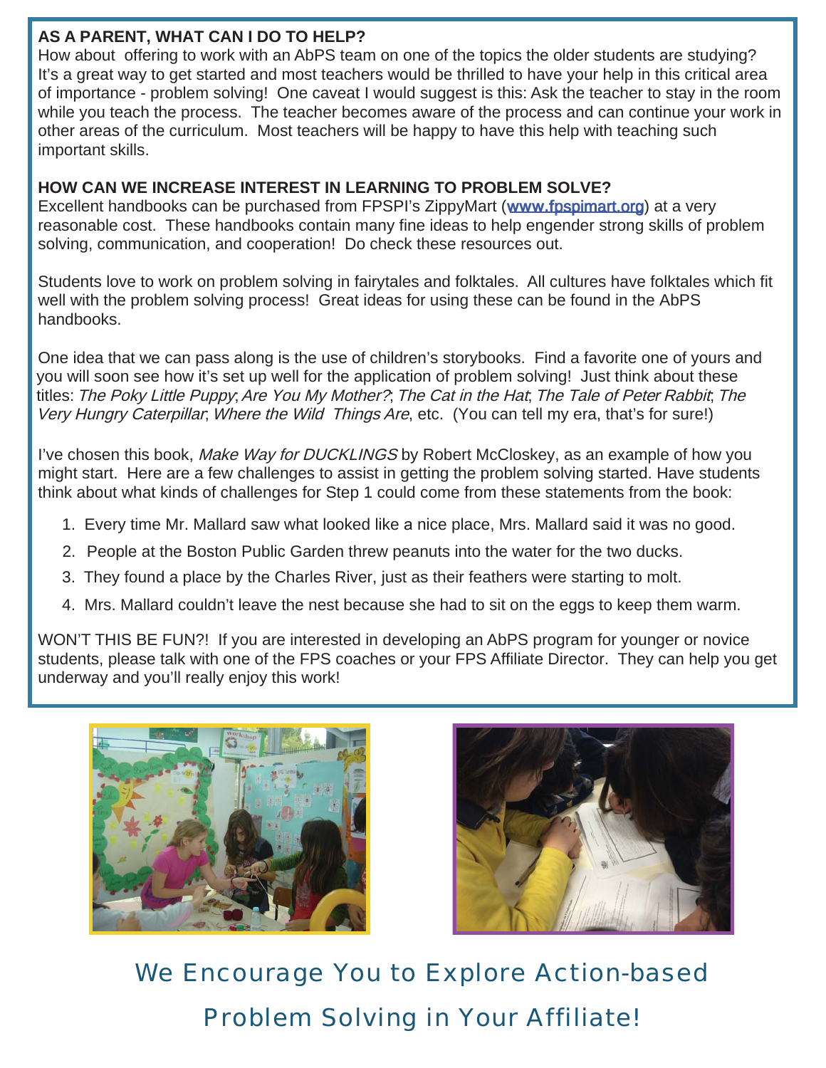**AS A PARENT, WHAT CAN I DO TO HELP?**

How about offering to work with an AbPS team on one of the topics the older students are studying? It's a great way to get started and most teachers would be thrilled to have your help in this critical area of importance - problem solving! One caveat I would suggest is this: Ask the teacher to stay in the room while you teach the process. The teacher becomes aware of the process and can continue your work in other areas of the curriculum. Most teachers will be happy to have this help with teaching such important skills.

**HOW CAN WE INCREASE INTEREST IN LEARNING TO PROBLEM SOLVE?**

Excellent handbooks can be purchased from FPSPI's ZippyMart (www.fpspimart.org) at a very reasonable cost. These handbooks contain many fine ideas to help engender strong skills of problem solving, communication, and cooperation! Do check these resources out.

Students love to work on problem solving in fairytales and folktales. All cultures have folktales which fit well with the problem solving process! Great ideas for using these can be found in the AbPS handbooks.

One idea that we can pass along is the use of children's storybooks. Find a favorite one of yours and you will soon see how it's set up well for the application of problem solving! Just think about these titles: *The Poky Little Puppy*; *Are You My Mother?*; *The Cat in the Hat*; *The Tale of Peter Rabbit*; *The Very Hungry Caterpillar*; *Where the Wild Things Are*, etc. (You can tell my era, that's for sure!)

I've chosen this book, *Make Way for DUCKLINGS* by Robert McCloskey, as an example of how you might start. Here are a few challenges to assist in getting the problem solving started. Have students think about what kinds of challenges for Step 1 could come from these statements from the book:

1. Every time Mr. Mallard saw what looked like a nice place, Mrs. Mallard said it was no good.
2. People at the Boston Public Garden threw peanuts into the water for the two ducks.
3. They found a place by the Charles River, just as their feathers were starting to molt.
4. Mrs. Mallard couldn't leave the nest because she had to sit on the eggs to keep them warm.

WON'T THIS BE FUN?! If you are interested in developing an AbPS program for younger or novice students, please talk with one of the FPS coaches or your FPS Affiliate Director. They can help you get underway and you'll really enjoy this work!

## We Encourage You to Explore Action-based Problem Solving in Your Affiliate!